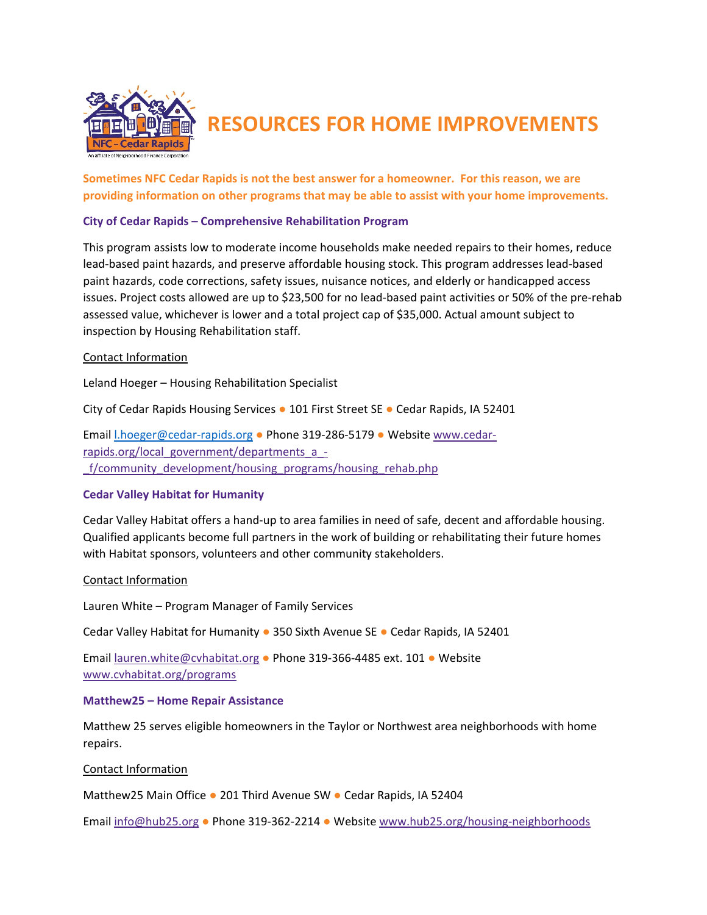# RESOURCES FOR HOME IMPROVEMENTS

**Sometimes NFC Cedar Rapids is not the best answer for a homeowner. For this reason, we are providing information on other programs that may be able to assist with your home improvements.**

### City of Cedar Rapids – Comprehensive Rehabilitation Program

This program assists low to moderate income households make needed repairs to their homes, reduce lead-based paint hazards, and preserve affordable housing stock. This program addresses lead-based paint hazards, code corrections, safety issues, nuisance notices, and elderly or handicapped access issues. Project costs allowed are up to $23,500 for no lead-based paint activities or 50% of the pre-rehab assessed value, whichever is lower and a total project cap of $35,000. Actual amount subject to inspection by Housing Rehabilitation staff.

Contact Information

Leland Hoeger – Housing Rehabilitation Specialist

City of Cedar Rapids Housing Services ● 101 First Street SE ● Cedar Rapids, IA 52401

Email l.hoeger@cedar-rapids.org ● Phone 319-286-5179 ● Website www.cedar-rapids.org/local_government/departments_a_-_f/community_development/housing_programs/housing_rehab.php

### Cedar Valley Habitat for Humanity

Cedar Valley Habitat offers a hand-up to area families in need of safe, decent and affordable housing. Qualified applicants become full partners in the work of building or rehabilitating their future homes with Habitat sponsors, volunteers and other community stakeholders.

Contact Information

Lauren White – Program Manager of Family Services

Cedar Valley Habitat for Humanity ● 350 Sixth Avenue SE ● Cedar Rapids, IA 52401

Email lauren.white@cvhabitat.org ● Phone 319-366-4485 ext. 101 ● Website www.cvhabitat.org/programs

### Matthew25 – Home Repair Assistance

Matthew 25 serves eligible homeowners in the Taylor or Northwest area neighborhoods with home repairs.

Contact Information

Matthew25 Main Office ● 201 Third Avenue SW ● Cedar Rapids, IA 52404

Email info@hub25.org ● Phone 319-362-2214 ● Website www.hub25.org/housing-neighborhoods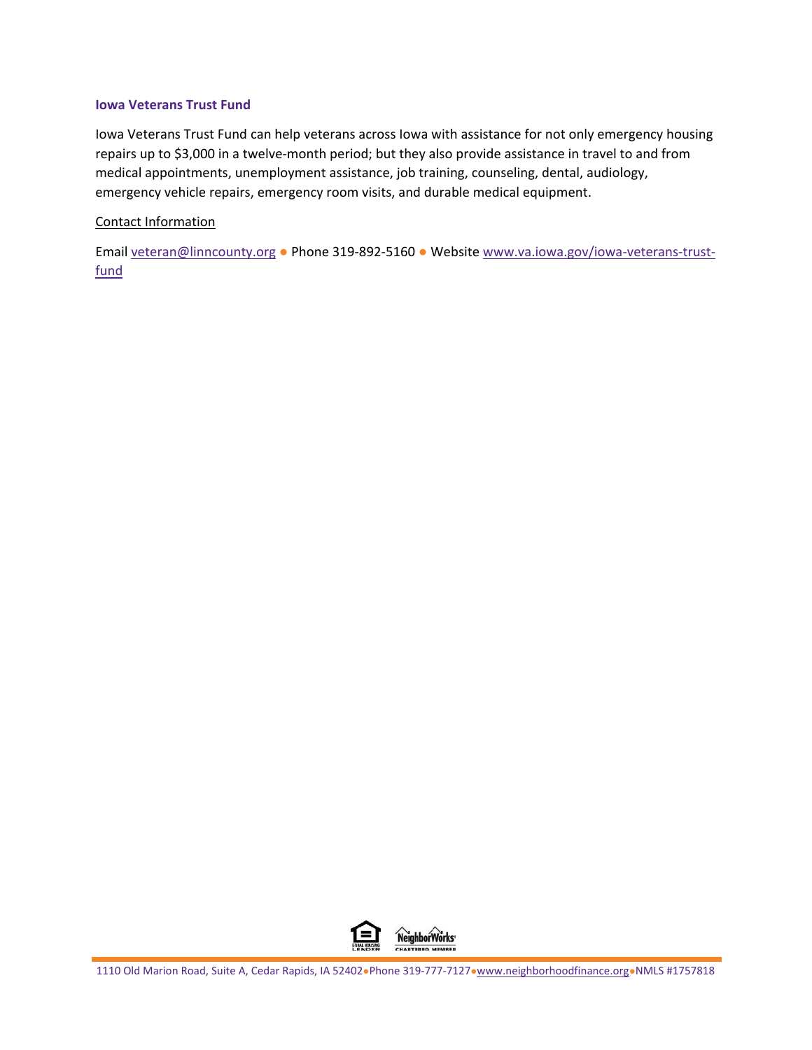### Iowa Veterans Trust Fund

Iowa Veterans Trust Fund can help veterans across Iowa with assistance for not only emergency housing repairs up to $3,000 in a twelve-month period; but they also provide assistance in travel to and from medical appointments, unemployment assistance, job training, counseling, dental, audiology, emergency vehicle repairs, emergency room visits, and durable medical equipment.

Contact Information

Email veteran@linncounty.org ● Phone 319-892-5160 ● Website www.va.iowa.gov/iowa-veterans-trust-fund